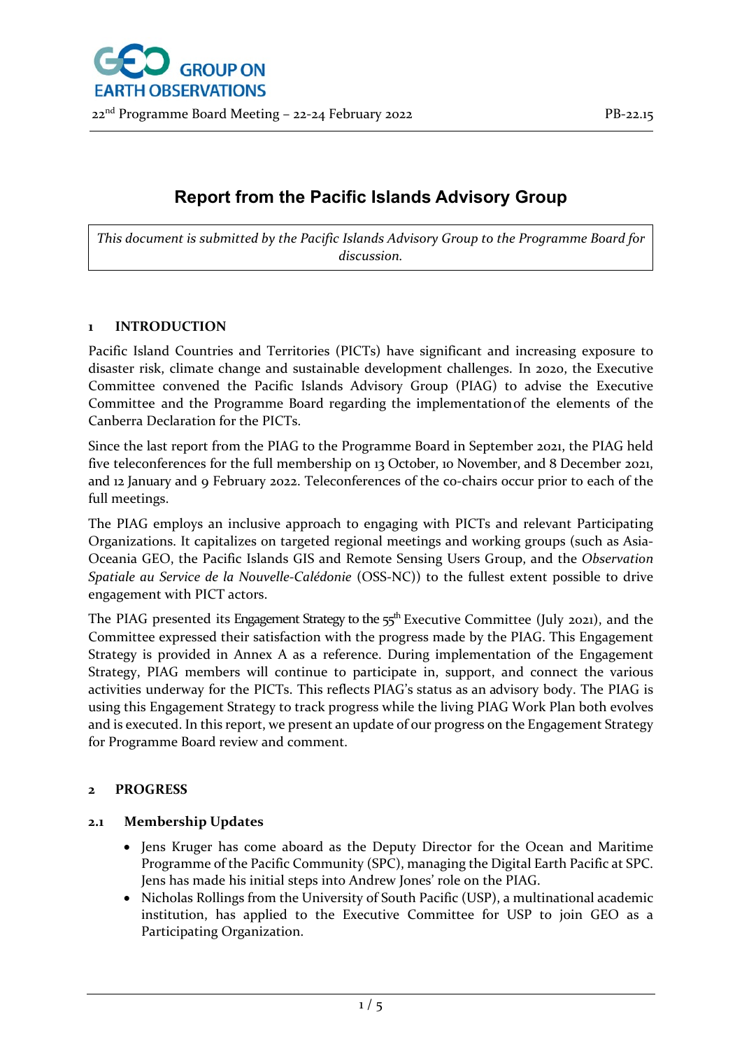# Report from the Pacific Islands Advisory Group

*This document is submitted by the Pacific Islands Advisory Group to the Programme Board for discussion.*

## 1 INTRODUCTION

Pacific Island Countries and Territories (PICTs) have significant and increasing exposure to disaster risk, climate change and sustainable development challenges. In 2020, the Executive Committee convened the Pacific Islands Advisory Group (PIAG) to advise the Executive Committee and the Programme Board regarding the implementation of the elements of the Canberra Declaration for the PICTs.

Since the last report from the PIAG to the Programme Board in September 2021, the PIAG held five teleconferences for the full membership on 13 October, 10 November, and 8 December 2021, and 12 January and 9 February 2022. Teleconferences of the co-chairs occur prior to each of the full meetings.

The PIAG employs an inclusive approach to engaging with PICTs and relevant Participating Organizations. It capitalizes on targeted regional meetings and working groups (such as Asia-Oceania GEO, the Pacific Islands GIS and Remote Sensing Users Group, and the *Observation Spatiale au Service de la Nouvelle-Calédonie* (OSS-NC)) to the fullest extent possible to drive engagement with PICT actors.

The PIAG presented its Engagement Strategy to the 55th Executive Committee (July 2021), and the Committee expressed their satisfaction with the progress made by the PIAG. This Engagement Strategy is provided in Annex A as a reference. During implementation of the Engagement Strategy, PIAG members will continue to participate in, support, and connect the various activities underway for the PICTs. This reflects PIAG's status as an advisory body. The PIAG is using this Engagement Strategy to track progress while the living PIAG Work Plan both evolves and is executed. In this report, we present an update of our progress on the Engagement Strategy for Programme Board review and comment.

## 2 PROGRESS

### 2.1 Membership Updates

- Jens Kruger has come aboard as the Deputy Director for the Ocean and Maritime Programme of the Pacific Community (SPC), managing the Digital Earth Pacific at SPC. Jens has made his initial steps into Andrew Jones' role on the PIAG.
- Nicholas Rollings from the University of South Pacific (USP), a multinational academic institution, has applied to the Executive Committee for USP to join GEO as a Participating Organization.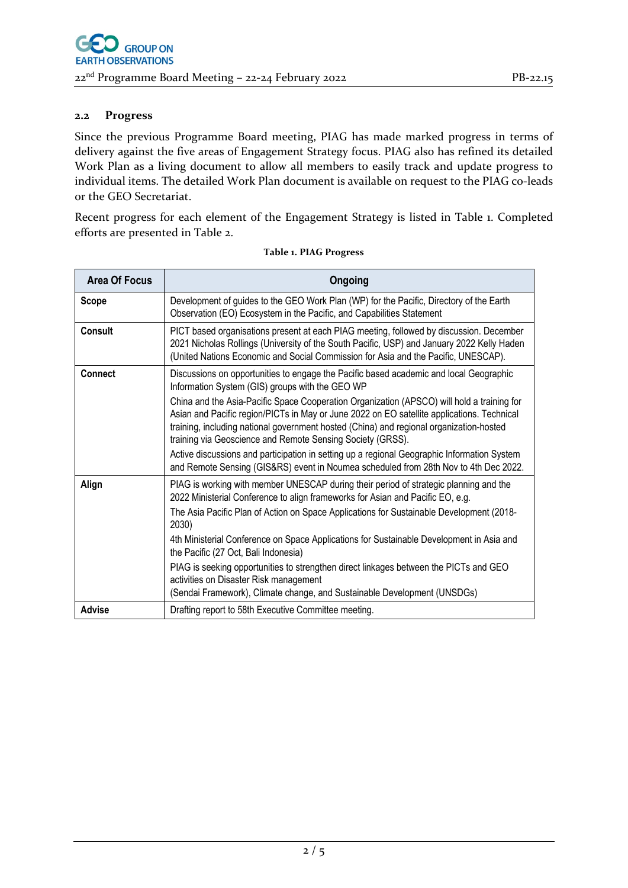## 2.2 Progress

Since the previous Programme Board meeting, PIAG has made marked progress in terms of delivery against the five areas of Engagement Strategy focus. PIAG also has refined its detailed Work Plan as a living document to allow all members to easily track and update progress to individual items. The detailed Work Plan document is available on request to the PIAG co-leads or the GEO Secretariat.

Recent progress for each element of the Engagement Strategy is listed in Table 1. Completed efforts are presented in Table 2.

**Table 1. PIAG Progress**

| Area Of Focus | Ongoing |
|---|---|
| **Scope** | Development of guides to the GEO Work Plan (WP) for the Pacific, Directory of the Earth Observation (EO) Ecosystem in the Pacific, and Capabilities Statement |
| **Consult** | PICT based organisations present at each PIAG meeting, followed by discussion. December 2021 Nicholas Rollings (University of the South Pacific, USP) and January 2022 Kelly Haden (United Nations Economic and Social Commission for Asia and the Pacific, UNESCAP). |
| **Connect** | Discussions on opportunities to engage the Pacific based academic and local Geographic Information System (GIS) groups with the GEO WP<br>China and the Asia-Pacific Space Cooperation Organization (APSCO) will hold a training for Asian and Pacific region/PICTs in May or June 2022 on EO satellite applications. Technical training, including national government hosted (China) and regional organization-hosted training via Geoscience and Remote Sensing Society (GRSS).<br>Active discussions and participation in setting up a regional Geographic Information System and Remote Sensing (GIS&RS) event in Noumea scheduled from 28th Nov to 4th Dec 2022. |
| **Align** | PIAG is working with member UNESCAP during their period of strategic planning and the 2022 Ministerial Conference to align frameworks for Asian and Pacific EO, e.g.<br>The Asia Pacific Plan of Action on Space Applications for Sustainable Development (2018-2030)<br>4th Ministerial Conference on Space Applications for Sustainable Development in Asia and the Pacific (27 Oct, Bali Indonesia)<br>PIAG is seeking opportunities to strengthen direct linkages between the PICTs and GEO activities on Disaster Risk management (Sendai Framework), Climate change, and Sustainable Development (UNSDGs) |
| **Advise** | Drafting report to 58th Executive Committee meeting. |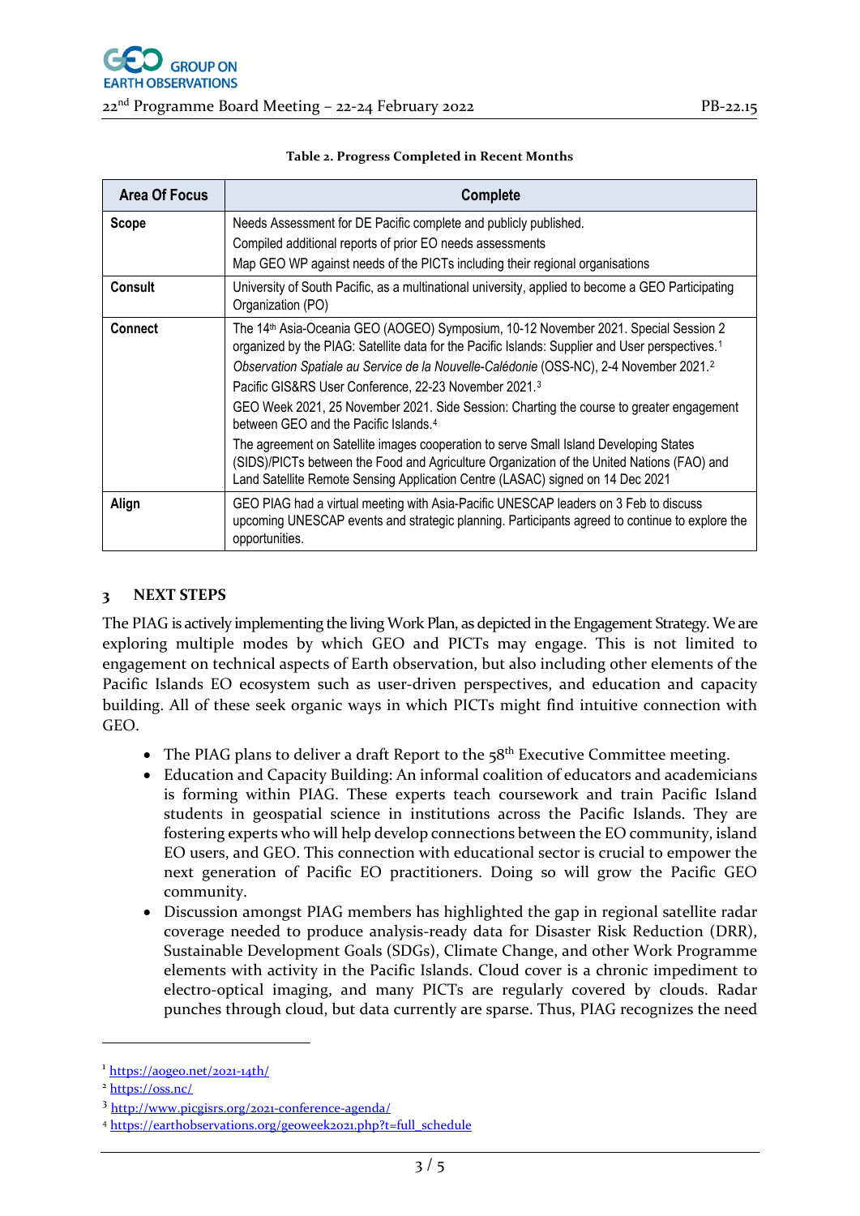Table 2. Progress Completed in Recent Months

| Area Of Focus | Complete |
|---|---|
| **Scope** | Needs Assessment for DE Pacific complete and publicly published.<br>Compiled additional reports of prior EO needs assessments<br>Map GEO WP against needs of the PICTs including their regional organisations |
| **Consult** | University of South Pacific, as a multinational university, applied to become a GEO Participating Organization (PO) |
| **Connect** | The 14th Asia-Oceania GEO (AOGEO) Symposium, 10-12 November 2021. Special Session 2 organized by the PIAG: Satellite data for the Pacific Islands: Supplier and User perspectives.[1]<br>*Observation Spatiale au Service de la Nouvelle-Calédonie* (OSS-NC), 2-4 November 2021.[2]<br>Pacific GIS&RS User Conference, 22-23 November 2021.[3]<br>GEO Week 2021, 25 November 2021. Side Session: Charting the course to greater engagement between GEO and the Pacific Islands.[4]<br>The agreement on Satellite images cooperation to serve Small Island Developing States (SIDS)/PICTs between the Food and Agriculture Organization of the United Nations (FAO) and Land Satellite Remote Sensing Application Centre (LASAC) signed on 14 Dec 2021 |
| **Align** | GEO PIAG had a virtual meeting with Asia-Pacific UNESCAP leaders on 3 Feb to discuss upcoming UNESCAP events and strategic planning. Participants agreed to continue to explore the opportunities. |

## 3 NEXT STEPS

The PIAG is actively implementing the living Work Plan, as depicted in the Engagement Strategy. We are exploring multiple modes by which GEO and PICTs may engage. This is not limited to engagement on technical aspects of Earth observation, but also including other elements of the Pacific Islands EO ecosystem such as user-driven perspectives, and education and capacity building. All of these seek organic ways in which PICTs might find intuitive connection with GEO.

- The PIAG plans to deliver a draft Report to the 58th Executive Committee meeting.
- Education and Capacity Building: An informal coalition of educators and academicians is forming within PIAG. These experts teach coursework and train Pacific Island students in geospatial science in institutions across the Pacific Islands. They are fostering experts who will help develop connections between the EO community, island EO users, and GEO. This connection with educational sector is crucial to empower the next generation of Pacific EO practitioners. Doing so will grow the Pacific GEO community.
- Discussion amongst PIAG members has highlighted the gap in regional satellite radar coverage needed to produce analysis-ready data for Disaster Risk Reduction (DRR), Sustainable Development Goals (SDGs), Climate Change, and other Work Programme elements with activity in the Pacific Islands. Cloud cover is a chronic impediment to electro-optical imaging, and many PICTs are regularly covered by clouds. Radar punches through cloud, but data currently are sparse. Thus, PIAG recognizes the need

[1] https://aogeo.net/2021-14th/

[2] https://oss.nc/

[3] http://www.picgisrs.org/2021-conference-agenda/

[4] https://earthobservations.org/geoweek2021.php?t=full_schedule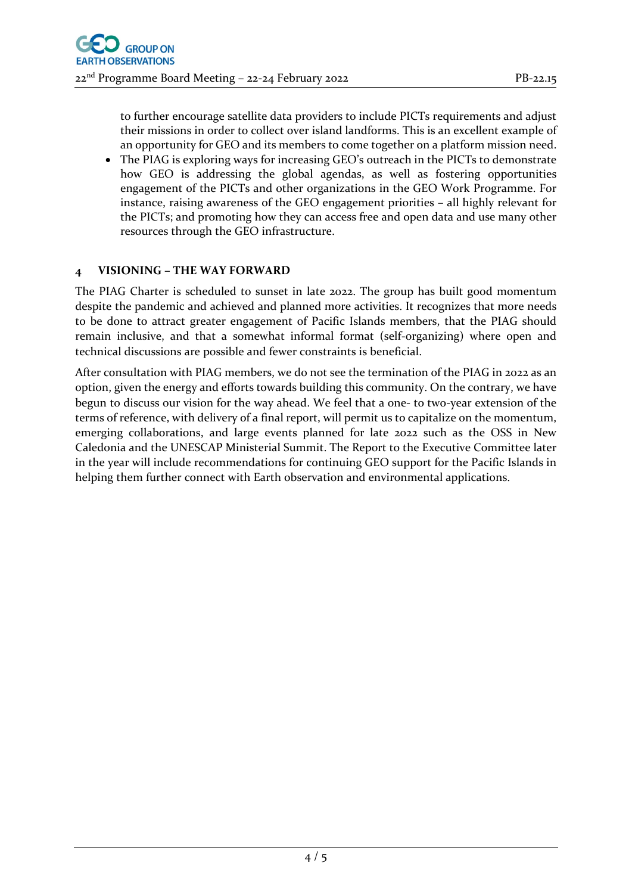to further encourage satellite data providers to include PICTs requirements and adjust their missions in order to collect over island landforms. This is an excellent example of an opportunity for GEO and its members to come together on a platform mission need.

- The PIAG is exploring ways for increasing GEO's outreach in the PICTs to demonstrate how GEO is addressing the global agendas, as well as fostering opportunities engagement of the PICTs and other organizations in the GEO Work Programme. For instance, raising awareness of the GEO engagement priorities – all highly relevant for the PICTs; and promoting how they can access free and open data and use many other resources through the GEO infrastructure.

## 4 VISIONING – THE WAY FORWARD

The PIAG Charter is scheduled to sunset in late 2022. The group has built good momentum despite the pandemic and achieved and planned more activities. It recognizes that more needs to be done to attract greater engagement of Pacific Islands members, that the PIAG should remain inclusive, and that a somewhat informal format (self-organizing) where open and technical discussions are possible and fewer constraints is beneficial.

After consultation with PIAG members, we do not see the termination of the PIAG in 2022 as an option, given the energy and efforts towards building this community. On the contrary, we have begun to discuss our vision for the way ahead. We feel that a one- to two-year extension of the terms of reference, with delivery of a final report, will permit us to capitalize on the momentum, emerging collaborations, and large events planned for late 2022 such as the OSS in New Caledonia and the UNESCAP Ministerial Summit. The Report to the Executive Committee later in the year will include recommendations for continuing GEO support for the Pacific Islands in helping them further connect with Earth observation and environmental applications.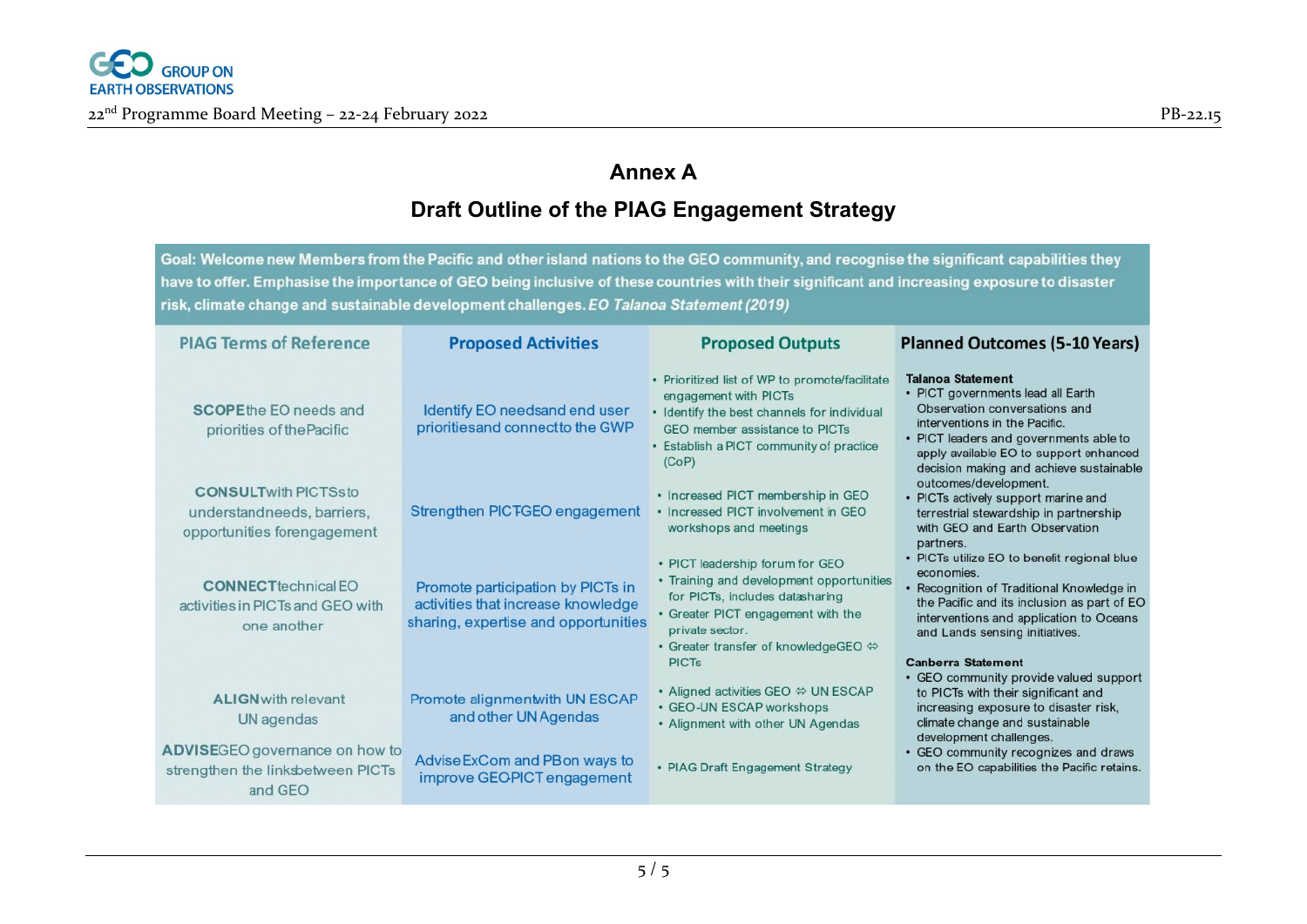# Annex A

## Draft Outline of the PIAG Engagement Strategy

**Goal: Welcome new Members from the Pacific and other island nations to the GEO community, and recognise the significant capabilities they have to offer. Emphasise the importance of GEO being inclusive of these countries with their significant and increasing exposure to disaster risk, climate change and sustainable development challenges. *EO Talanoa Statement (2019)***

| PIAG Terms of Reference | Proposed Activities | Proposed Outputs | Planned Outcomes (5-10 Years) |
|---|---|---|---|
| **SCOPE** the EO needs and priorities of the Pacific | Identify EO needs and end user priorities and connect to the GWP | • Prioritized list of WP to promote/facilitate engagement with PICTs<br>• Identify the best channels for individual GEO member assistance to PICTs<br>• Establish a PICT community of practice (CoP) | **Talanoa Statement**<br>• PICT governments lead all Earth Observation conversations and interventions in the Pacific.<br>• PICT leaders and governments able to apply available EO to support enhanced decision making and achieve sustainable outcomes/development.<br>• PICTs actively support marine and terrestrial stewardship in partnership with GEO and Earth Observation partners.<br>• PICTs utilize EO to benefit regional blue economies.<br>• Recognition of Traditional Knowledge in the Pacific and its inclusion as part of EO interventions and application to Oceans and Lands sensing initiatives.<br><br>**Canberra Statement**<br>• GEO community provide valued support to PICTs with their significant and increasing exposure to disaster risk, climate change and sustainable development challenges.<br>• GEO community recognizes and draws on the EO capabilities the Pacific retains. |
| **CONSULT** with PICTSs to understand needs, barriers, opportunities for engagement | Strengthen PICT-GEO engagement | • Increased PICT membership in GEO<br>• Increased PICT involvement in GEO workshops and meetings | |
| **CONNECT** technical EO activities in PICTs and GEO with one another | Promote participation by PICTs in activities that increase knowledge sharing, expertise and opportunities | • PICT leadership forum for GEO<br>• Training and development opportunities for PICTs, includes datasharing<br>• Greater PICT engagement with the private sector.<br>• Greater transfer of knowledge GEO ⇔ PICTs | |
| **ALIGN** with relevant UN agendas | Promote alignment with UN ESCAP and other UN Agendas | • Aligned activities GEO ⇔ UN ESCAP<br>• GEO-UN ESCAP workshops<br>• Alignment with other UN Agendas | |
| **ADVISE** GEO governance on how to strengthen the links between PICTs and GEO | Advise ExCom and PB on ways to improve GEO-PICT engagement | • PIAG Draft Engagement Strategy | |